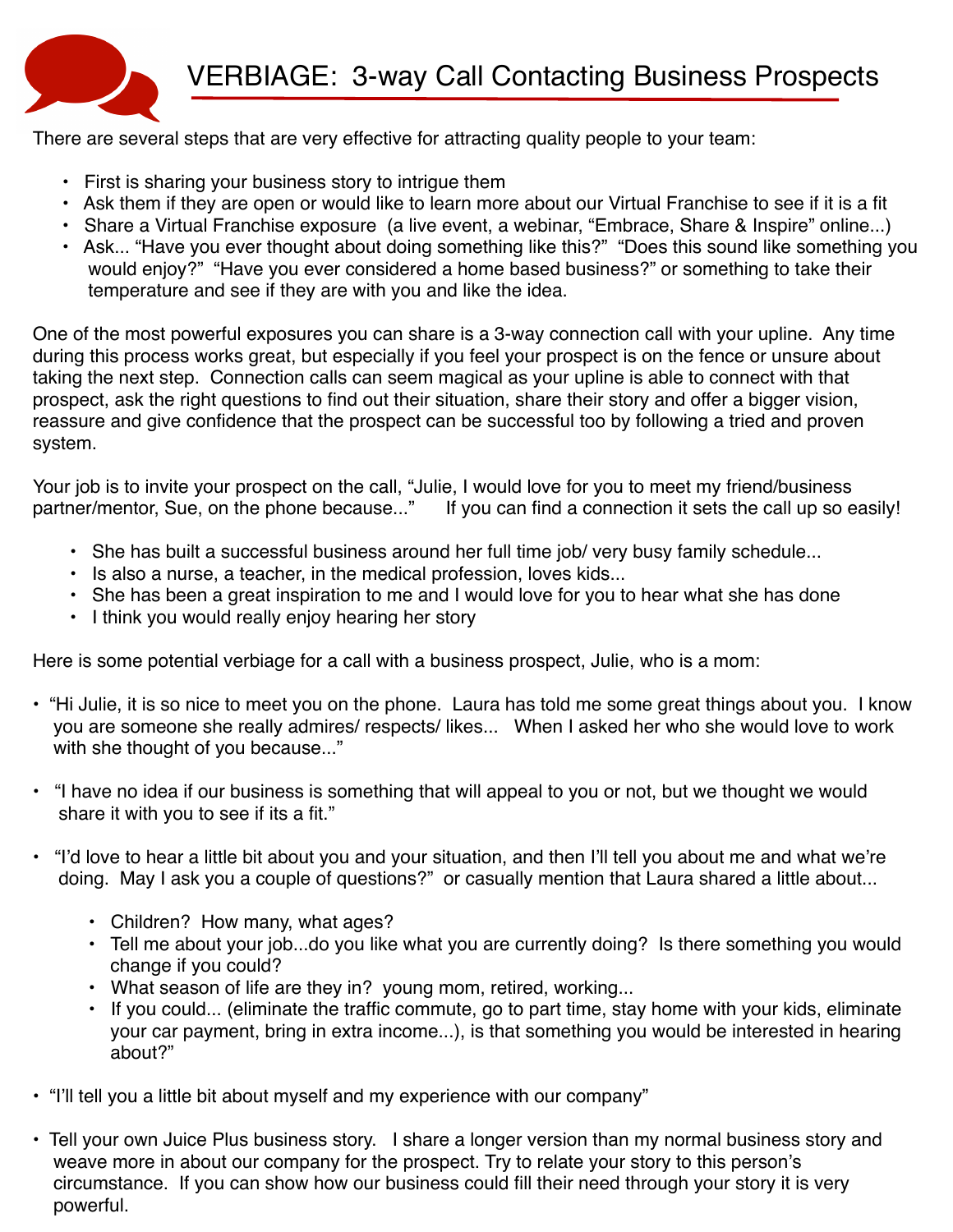# VERBIAGE: 3-way Call Contacting Business Prospects

There are several steps that are very effective for attracting quality people to your team:

- First is sharing your business story to intrigue them
- Ask them if they are open or would like to learn more about our Virtual Franchise to see if it is a fit
- Share a Virtual Franchise exposure (a live event, a webinar, "Embrace, Share & Inspire" online...)
- Ask... "Have you ever thought about doing something like this?" "Does this sound like something you would enjoy?" "Have you ever considered a home based business?" or something to take their temperature and see if they are with you and like the idea.

One of the most powerful exposures you can share is a 3-way connection call with your upline. Any time during this process works great, but especially if you feel your prospect is on the fence or unsure about taking the next step. Connection calls can seem magical as your upline is able to connect with that prospect, ask the right questions to find out their situation, share their story and offer a bigger vision, reassure and give confidence that the prospect can be successful too by following a tried and proven system.

Your job is to invite your prospect on the call, "Julie, I would love for you to meet my friend/business partner/mentor, Sue, on the phone because..." If you can find a connection it sets the call up so easily!

- She has built a successful business around her full time job/ very busy family schedule...
- Is also a nurse, a teacher, in the medical profession, loves kids...
- She has been a great inspiration to me and I would love for you to hear what she has done
- I think you would really enjoy hearing her story

Here is some potential verbiage for a call with a business prospect, Julie, who is a mom:

- "Hi Julie, it is so nice to meet you on the phone. Laura has told me some great things about you. I know you are someone she really admires/ respects/ likes... When I asked her who she would love to work with she thought of you because..."

- "I have no idea if our business is something that will appeal to you or not, but we thought we would share it with you to see if its a fit."

- "I'd love to hear a little bit about you and your situation, and then I'll tell you about me and what we're doing. May I ask you a couple of questions?" or casually mention that Laura shared a little about...

  - Children? How many, what ages?
  - Tell me about your job...do you like what you are currently doing? Is there something you would change if you could?
  - What season of life are they in? young mom, retired, working...
  - If you could... (eliminate the traffic commute, go to part time, stay home with your kids, eliminate your car payment, bring in extra income...), is that something you would be interested in hearing about?"

- "I'll tell you a little bit about myself and my experience with our company"

- Tell your own Juice Plus business story. I share a longer version than my normal business story and weave more in about our company for the prospect. Try to relate your story to this person's circumstance. If you can show how our business could fill their need through your story it is very powerful.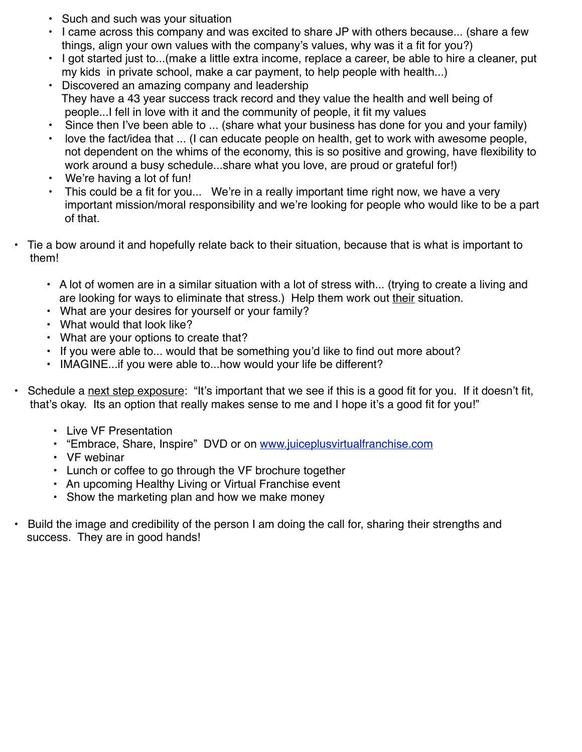- Such and such was your situation
- I came across this company and was excited to share JP with others because... (share a few things, align your own values with the company's values, why was it a fit for you?)
- I got started just to...(make a little extra income, replace a career, be able to hire a cleaner, put my kids in private school, make a car payment, to help people with health...)
- Discovered an amazing company and leadership
  They have a 43 year success track record and they value the health and well being of people...I fell in love with it and the community of people, it fit my values
- Since then I've been able to ... (share what your business has done for you and your family)
- love the fact/idea that ... (I can educate people on health, get to work with awesome people, not dependent on the whims of the economy, this is so positive and growing, have flexibility to work around a busy schedule...share what you love, are proud or grateful for!)
- We're having a lot of fun!
- This could be a fit for you... We're in a really important time right now, we have a very important mission/moral responsibility and we're looking for people who would like to be a part of that.

- Tie a bow around it and hopefully relate back to their situation, because that is what is important to them!
  - A lot of women are in a similar situation with a lot of stress with... (trying to create a living and are looking for ways to eliminate that stress.) Help them work out <u>their</u> situation.
  - What are your desires for yourself or your family?
  - What would that look like?
  - What are your options to create that?
  - If you were able to... would that be something you'd like to find out more about?
  - IMAGINE...if you were able to...how would your life be different?

- Schedule a <u>next step exposure</u>: "It's important that we see if this is a good fit for you. If it doesn't fit, that's okay. Its an option that really makes sense to me and I hope it's a good fit for you!"
  - Live VF Presentation
  - "Embrace, Share, Inspire" DVD or on [www.juiceplusvirtualfranchise.com](http://www.juiceplusvirtualfranchise.com)
  - VF webinar
  - Lunch or coffee to go through the VF brochure together
  - An upcoming Healthy Living or Virtual Franchise event
  - Show the marketing plan and how we make money

- Build the image and credibility of the person I am doing the call for, sharing their strengths and success. They are in good hands!